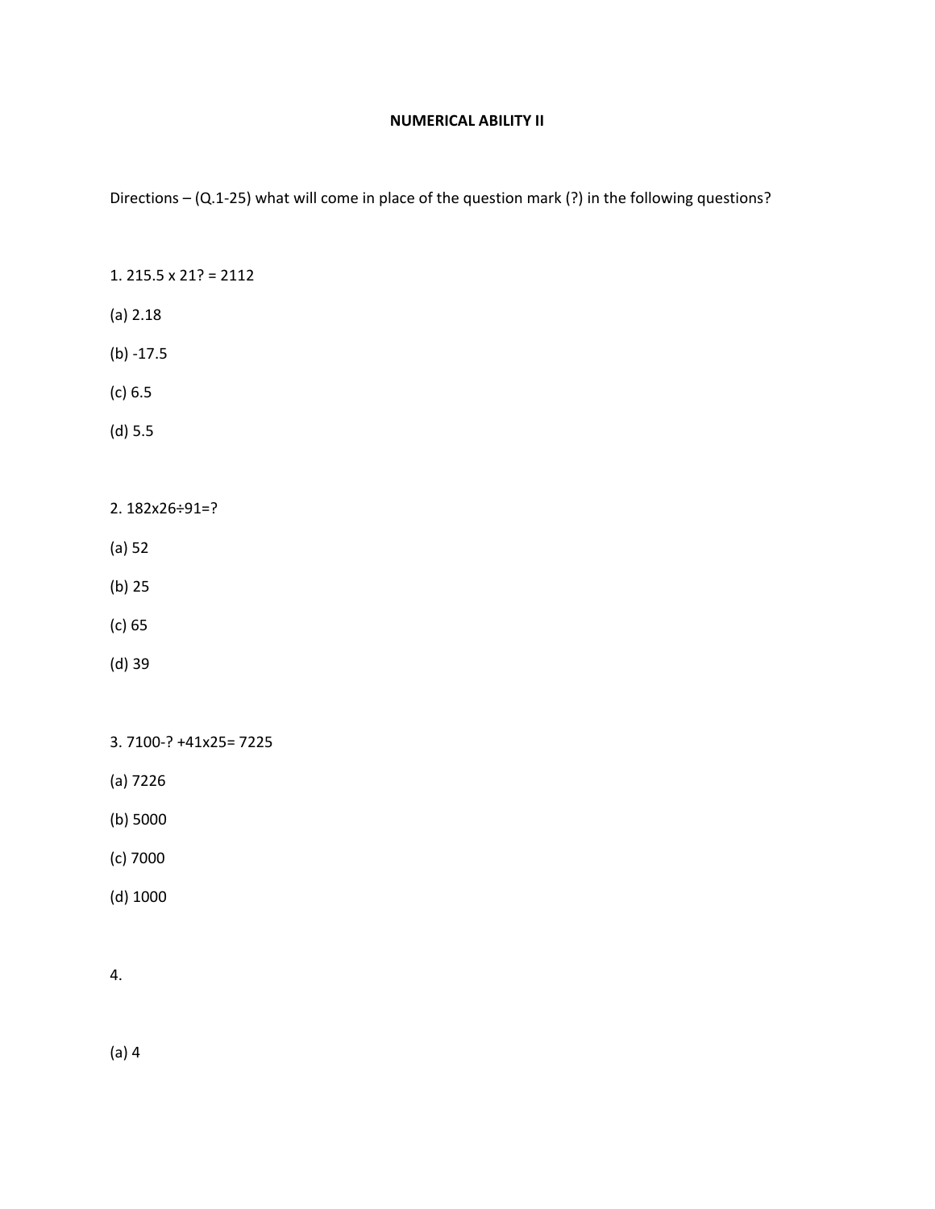**NUMERICAL ABILITY II**

Directions – (Q.1-25) what will come in place of the question mark (?) in the following questions?

1. $215.5 \times 21? = 2112$

(a) 2.18

(b) -17.5

(c) 6.5

(d) 5.5

2. $182 \times 26 \div 91 = ?$

(a) 52

(b) 25

(c) 65

(d) 39

3. $7100 - ? + 41 \times 25 = 7225$

(a) 7226

(b) 5000

(c) 7000

(d) 1000

4.

(a) 4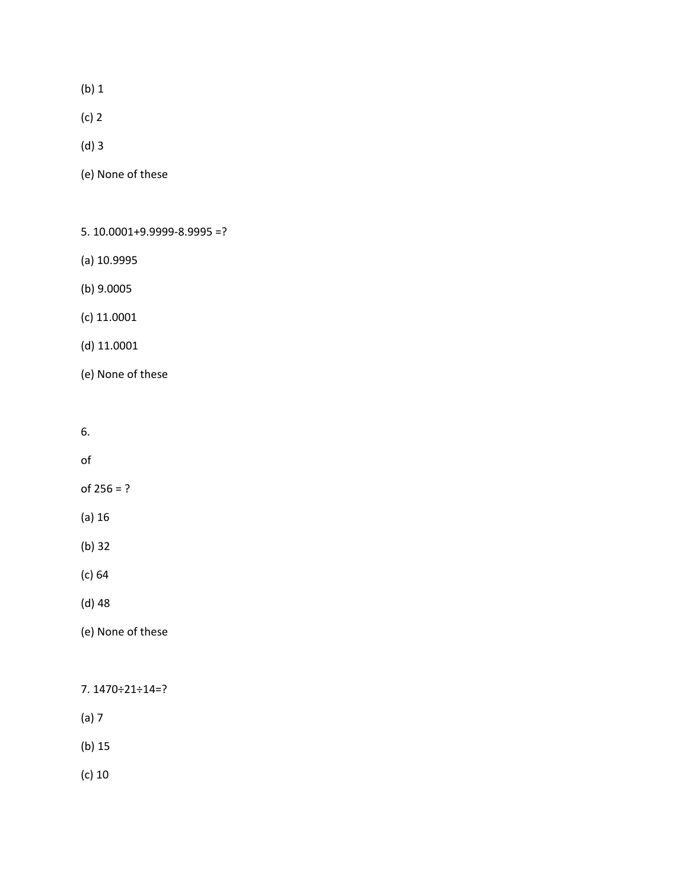(b) 1

(c) 2

(d) 3

(e) None of these

5. 10.0001+9.9999-8.9995 =?

(a) 10.9995

(b) 9.0005

(c) 11.0001

(d) 11.0001

(e) None of these

6.

of

of 256 = ?

(a) 16

(b) 32

(c) 64

(d) 48

(e) None of these

7. 1470÷21÷14=?

(a) 7

(b) 15

(c) 10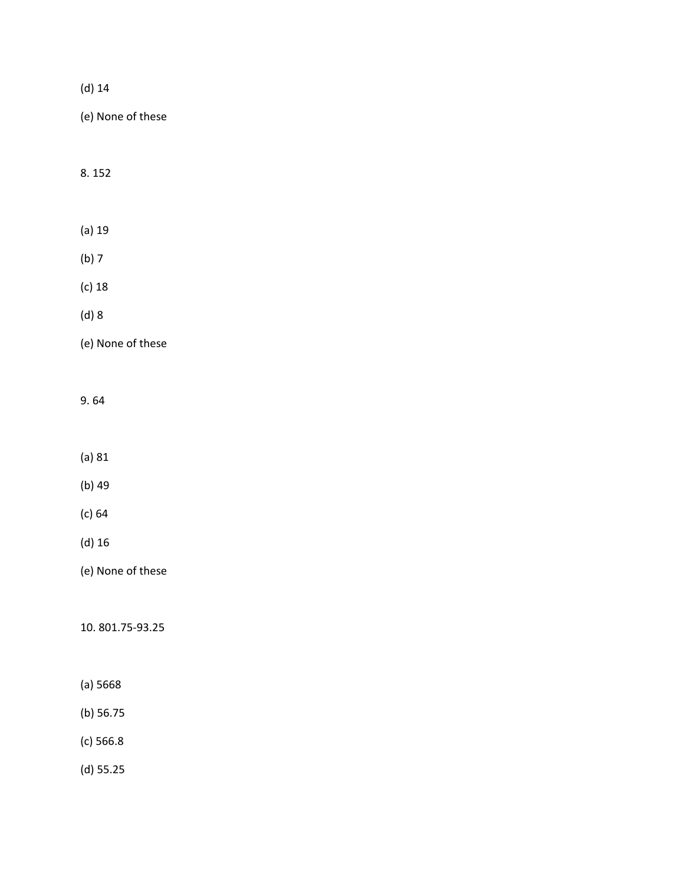(d) 14

(e) None of these

8. 152

(a) 19

(b) 7

(c) 18

(d) 8

(e) None of these

9. 64

(a) 81

(b) 49

(c) 64

(d) 16

(e) None of these

10. 801.75-93.25

(a) 5668

(b) 56.75

(c) 566.8

(d) 55.25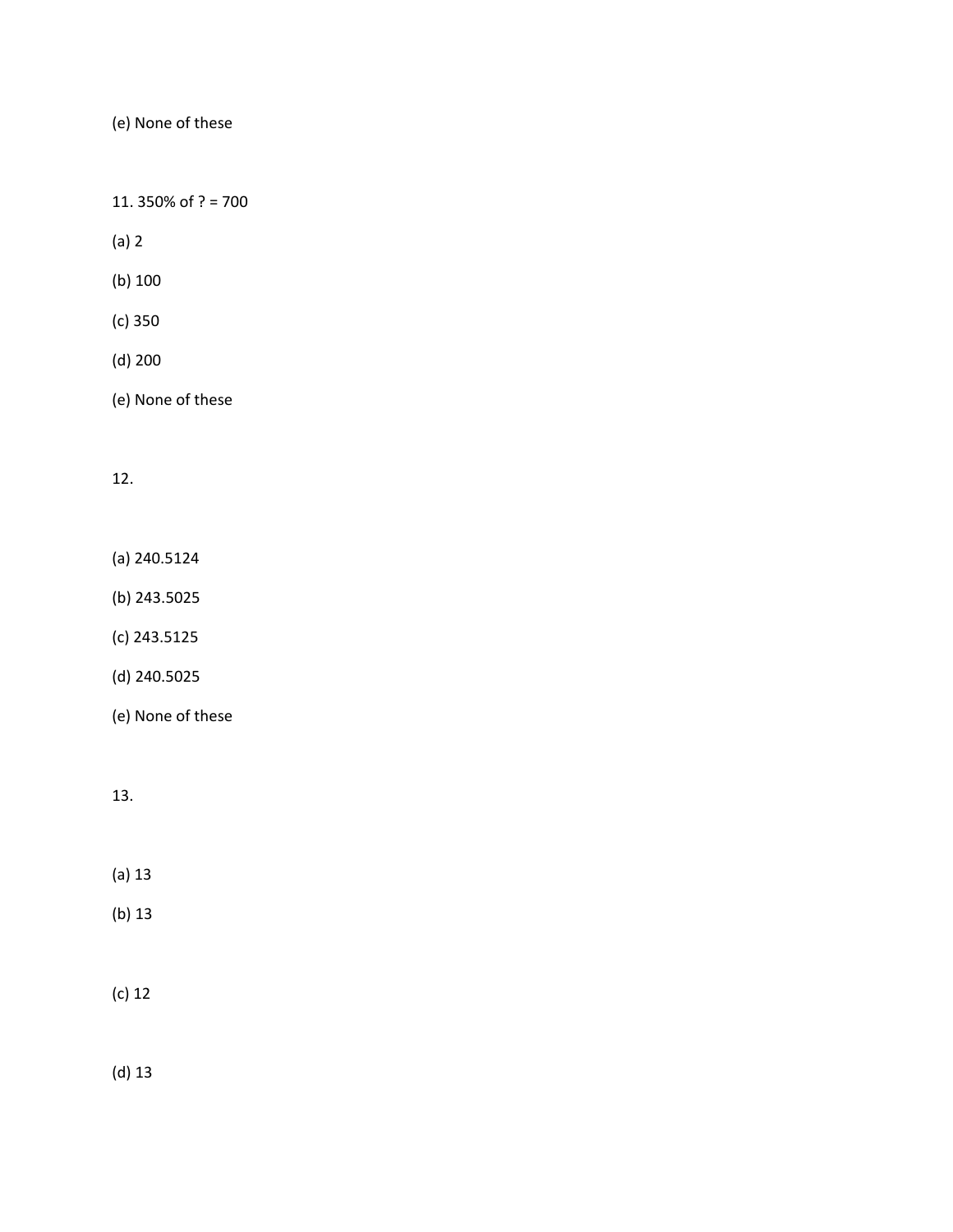(e) None of these

11. 350% of ? = 700

(a) 2

(b) 100

(c) 350

(d) 200

(e) None of these

12.

(a) 240.5124

(b) 243.5025

(c) 243.5125

(d) 240.5025

(e) None of these

13.

(a) 13

(b) 13

(c) 12

(d) 13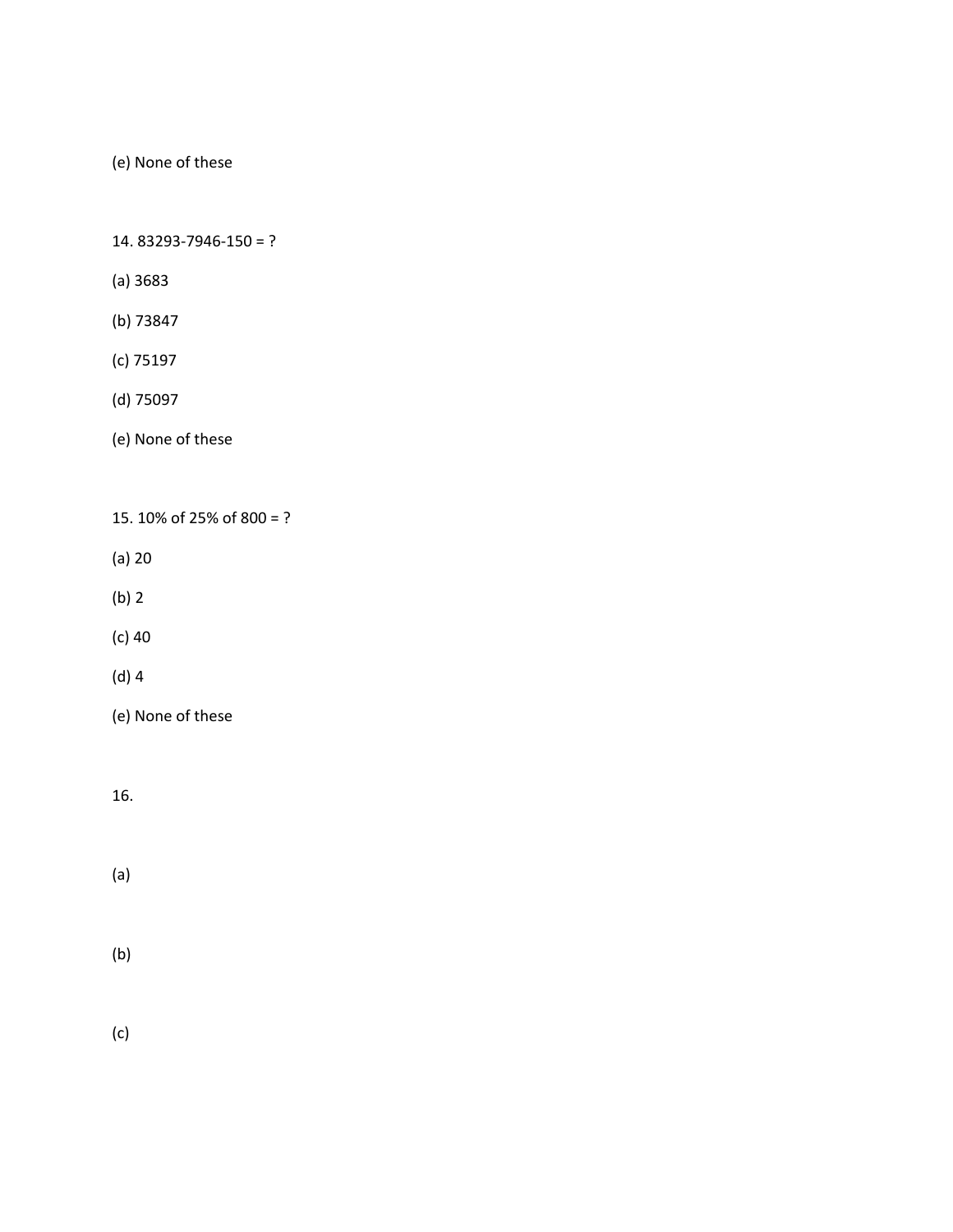(e) None of these

14. 83293-7946-150 = ?

(a) 3683

(b) 73847

(c) 75197

(d) 75097

(e) None of these

15. 10% of 25% of 800 = ?

(a) 20

(b) 2

(c) 40

(d) 4

(e) None of these

16.

(a)

(b)

(c)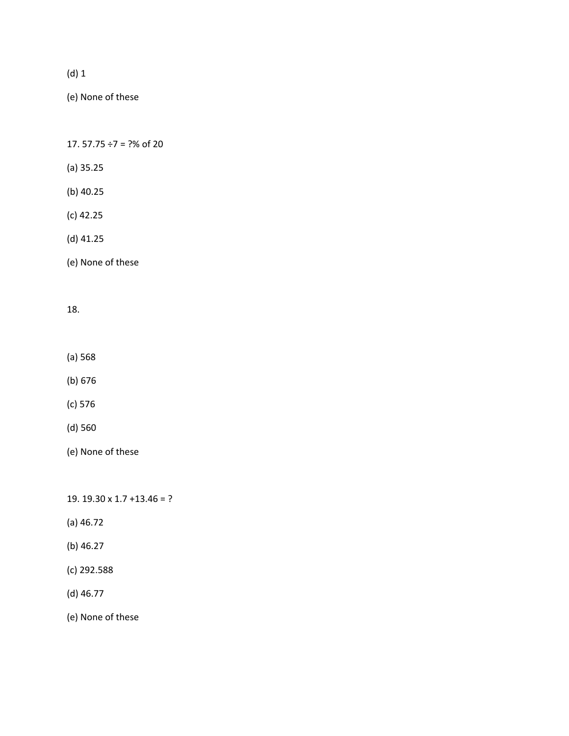(d) 1

(e) None of these

17. $57.75 \div 7 = ?\%$ of 20

(a) 35.25

(b) 40.25

(c) 42.25

(d) 41.25

(e) None of these

18.

(a) 568

(b) 676

(c) 576

(d) 560

(e) None of these

19. $19.30 \times 1.7 + 13.46 = ?$

(a) 46.72

(b) 46.27

(c) 292.588

(d) 46.77

(e) None of these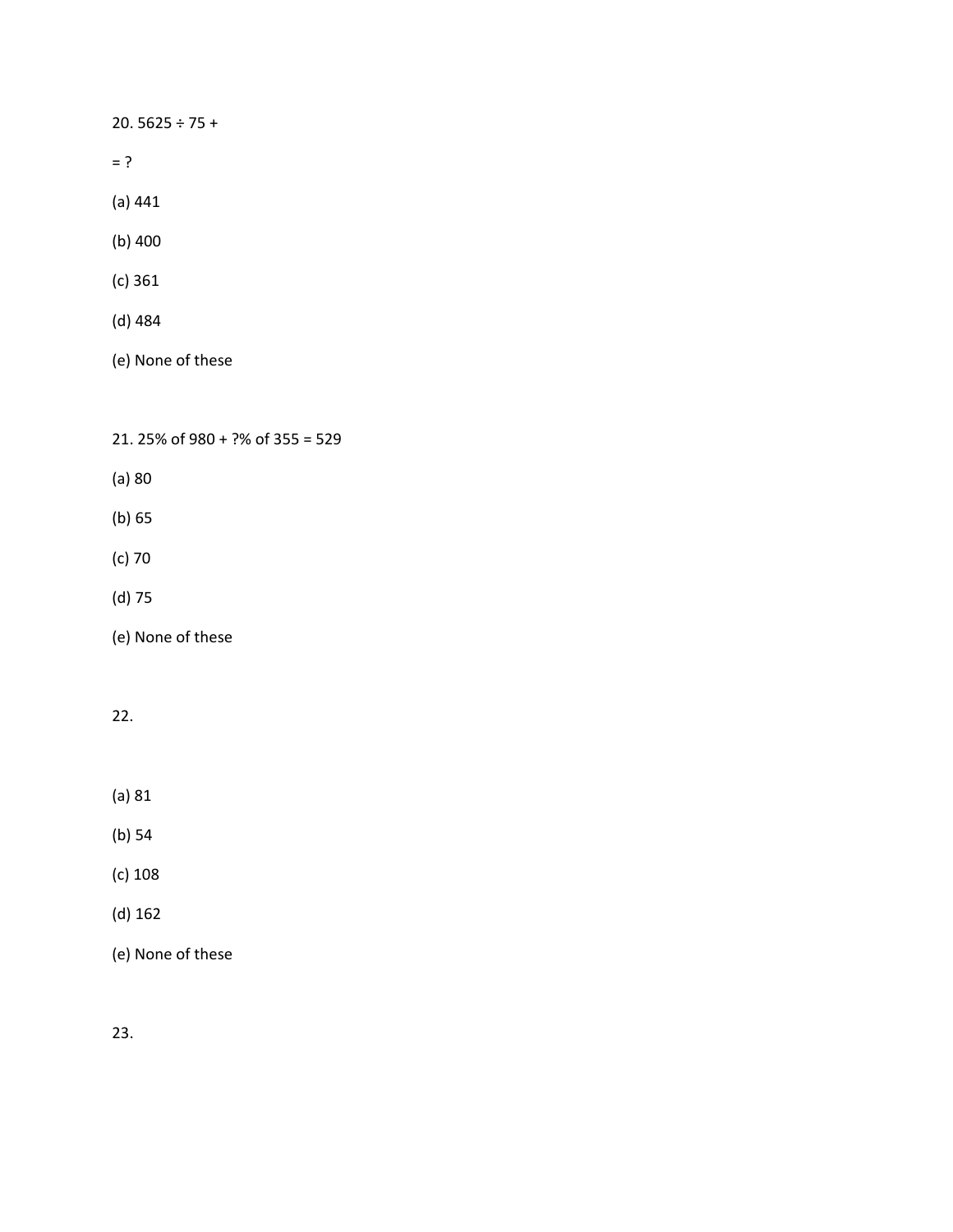20. 5625 ÷ 75 +

= ?

(a) 441

(b) 400

(c) 361

(d) 484

(e) None of these

21. 25% of 980 + ?% of 355 = 529

(a) 80

(b) 65

(c) 70

(d) 75

(e) None of these

22.

(a) 81

(b) 54

(c) 108

(d) 162

(e) None of these

23.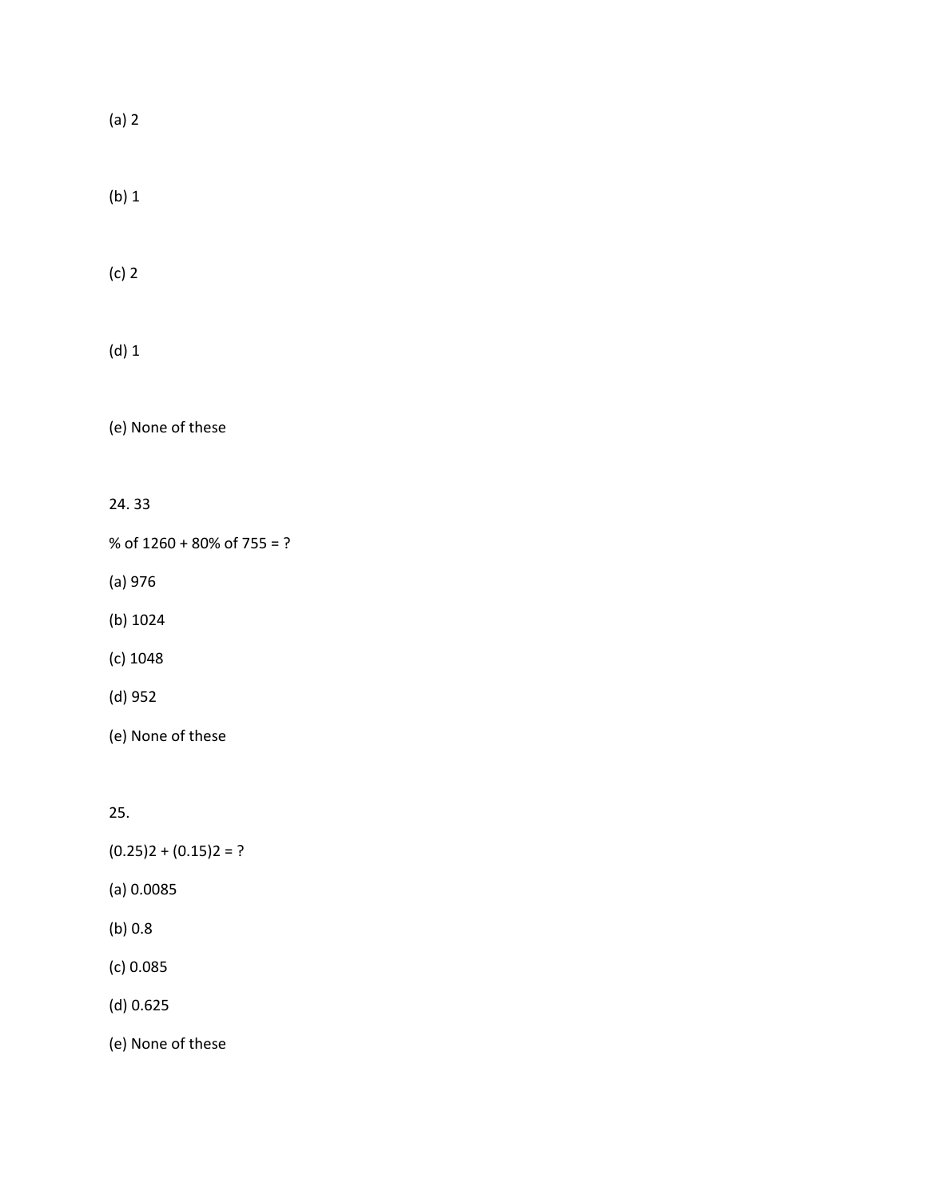(a) 2

(b) 1

(c) 2

(d) 1

(e) None of these

24. 33

% of 1260 + 80% of 755 = ?

(a) 976

(b) 1024

(c) 1048

(d) 952

(e) None of these

25.

(0.25)2 + (0.15)2 = ?

(a) 0.0085

(b) 0.8

(c) 0.085

(d) 0.625

(e) None of these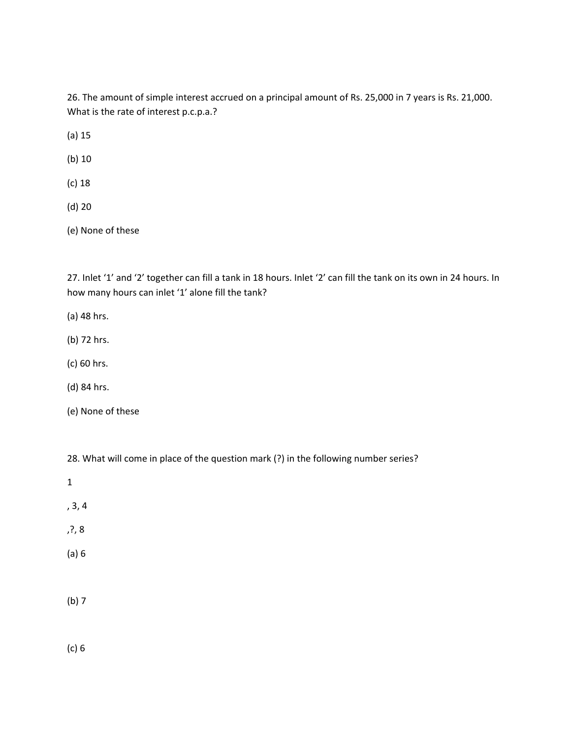26. The amount of simple interest accrued on a principal amount of Rs. 25,000 in 7 years is Rs. 21,000. What is the rate of interest p.c.p.a.?

(a) 15

(b) 10

(c) 18

(d) 20

(e) None of these

27. Inlet ‘1’ and ‘2’ together can fill a tank in 18 hours. Inlet ‘2’ can fill the tank on its own in 24 hours. In how many hours can inlet ‘1’ alone fill the tank?

(a) 48 hrs.

(b) 72 hrs.

(c) 60 hrs.

(d) 84 hrs.

(e) None of these

28. What will come in place of the question mark (?) in the following number series?

1

, 3, 4

,?, 8

(a) 6

(b) 7

(c) 6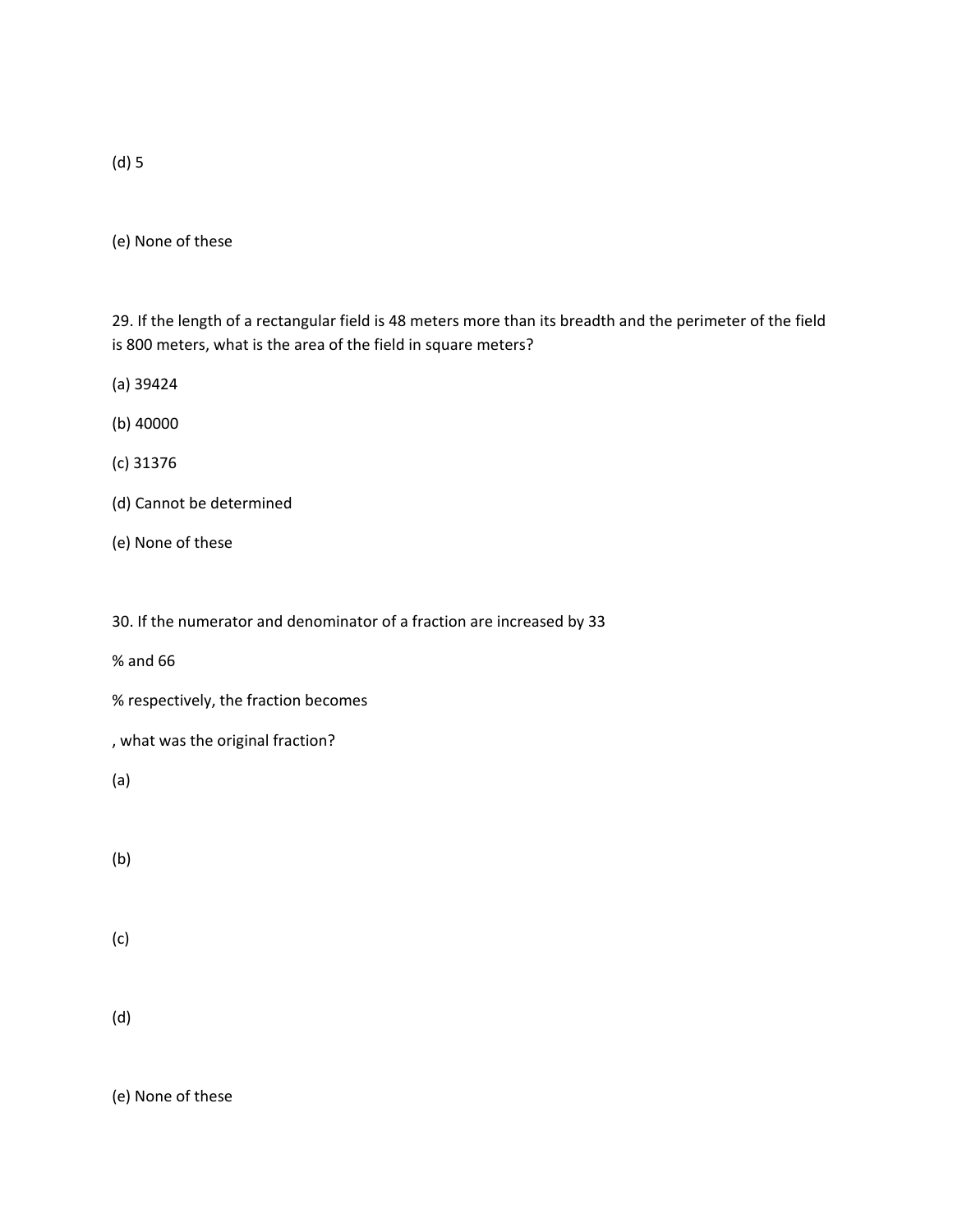(d) 5

(e) None of these

29. If the length of a rectangular field is 48 meters more than its breadth and the perimeter of the field is 800 meters, what is the area of the field in square meters?

(a) 39424

(b) 40000

(c) 31376

(d) Cannot be determined

(e) None of these

30. If the numerator and denominator of a fraction are increased by 33

% and 66

% respectively, the fraction becomes

, what was the original fraction?

(a)

(b)

(c)

(d)

(e) None of these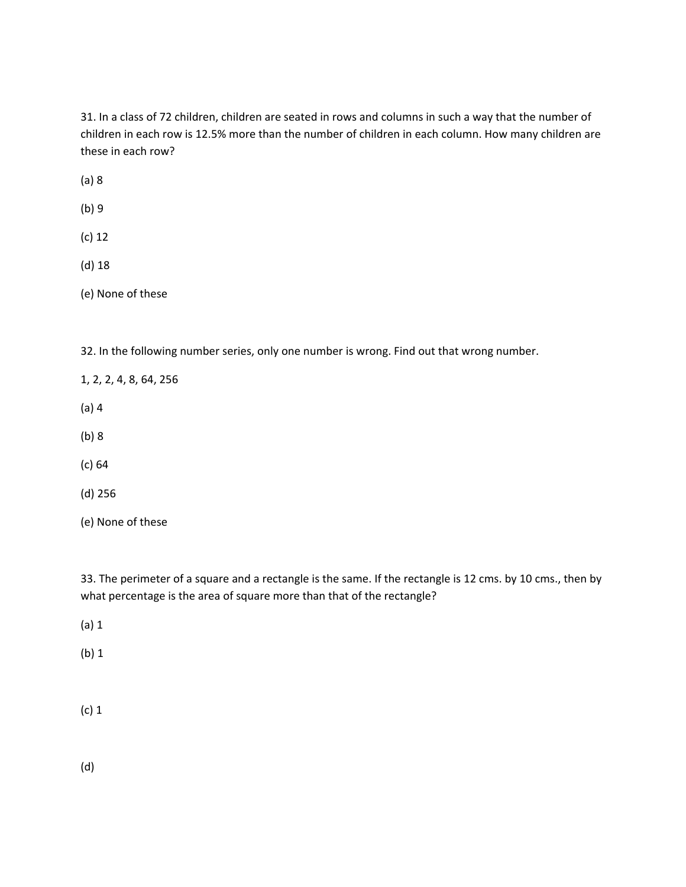31. In a class of 72 children, children are seated in rows and columns in such a way that the number of children in each row is 12.5% more than the number of children in each column. How many children are these in each row?

(a) 8

(b) 9

(c) 12

(d) 18

(e) None of these

32. In the following number series, only one number is wrong. Find out that wrong number.

1, 2, 2, 4, 8, 64, 256

(a) 4

(b) 8

(c) 64

(d) 256

(e) None of these

33. The perimeter of a square and a rectangle is the same. If the rectangle is 12 cms. by 10 cms., then by what percentage is the area of square more than that of the rectangle?

(a) 1

(b) 1

(c) 1

(d)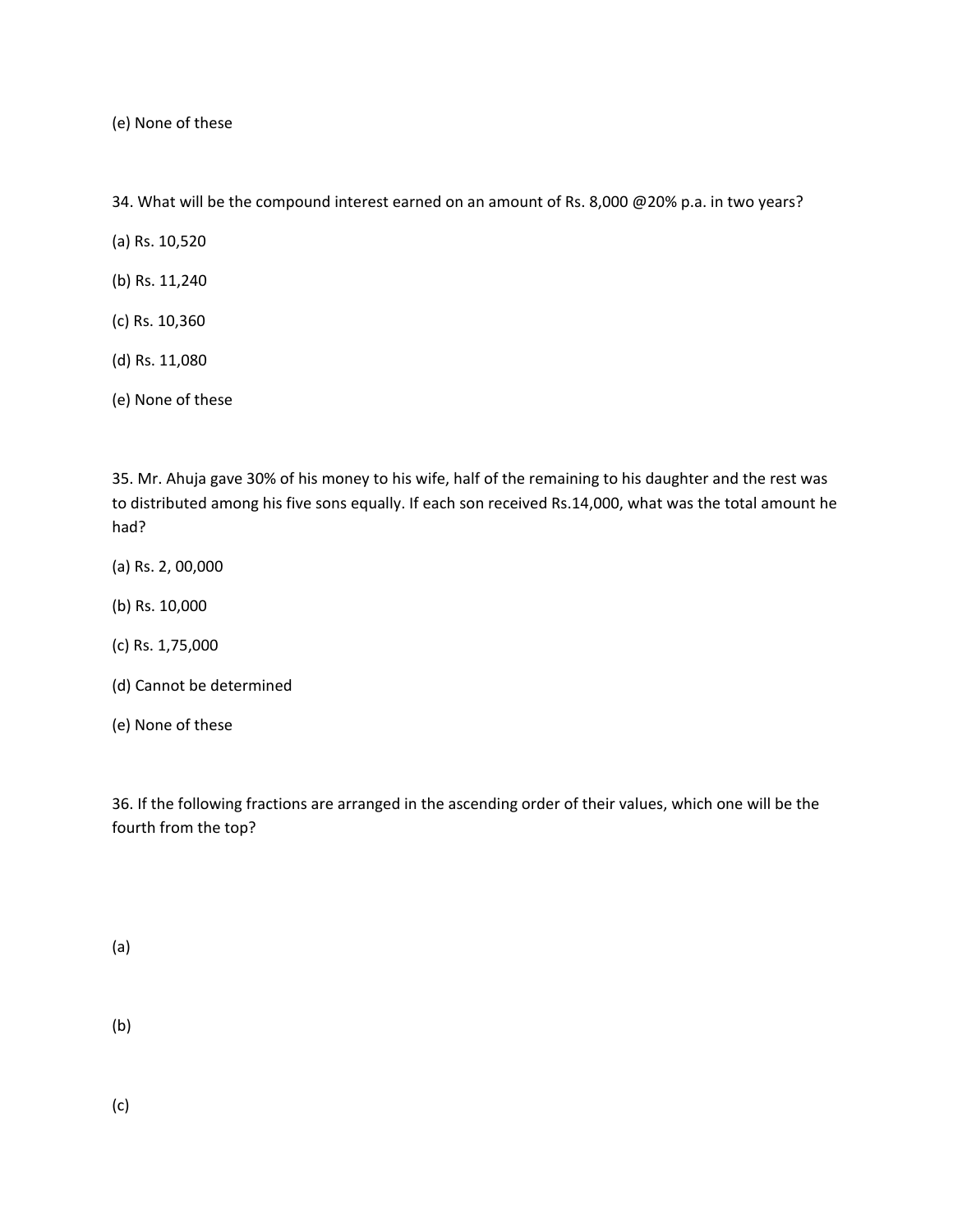(e) None of these

34. What will be the compound interest earned on an amount of Rs. 8,000 @20% p.a. in two years?

(a) Rs. 10,520

(b) Rs. 11,240

(c) Rs. 10,360

(d) Rs. 11,080

(e) None of these

35. Mr. Ahuja gave 30% of his money to his wife, half of the remaining to his daughter and the rest was to distributed among his five sons equally. If each son received Rs.14,000, what was the total amount he had?

(a) Rs. 2, 00,000

(b) Rs. 10,000

(c) Rs. 1,75,000

(d) Cannot be determined

(e) None of these

36. If the following fractions are arranged in the ascending order of their values, which one will be the fourth from the top?

(a)

(b)

(c)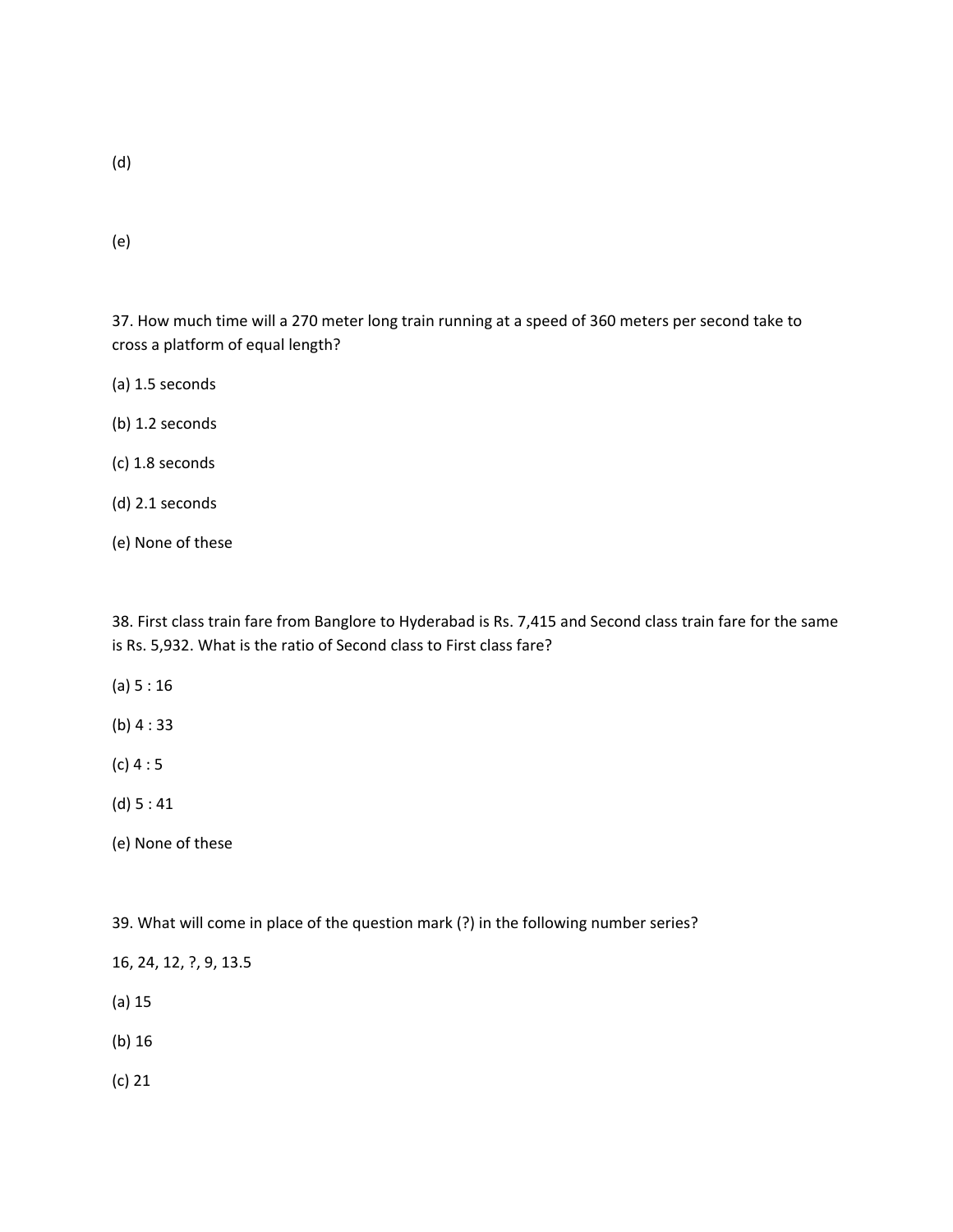(d)

(e)

37. How much time will a 270 meter long train running at a speed of 360 meters per second take to cross a platform of equal length?

(a) 1.5 seconds

(b) 1.2 seconds

(c) 1.8 seconds

(d) 2.1 seconds

(e) None of these

38. First class train fare from Banglore to Hyderabad is Rs. 7,415 and Second class train fare for the same is Rs. 5,932. What is the ratio of Second class to First class fare?

(a) 5 : 16

(b) 4 : 33

(c) 4 : 5

(d) 5 : 41

(e) None of these

39. What will come in place of the question mark (?) in the following number series?

16, 24, 12, ?, 9, 13.5

(a) 15

(b) 16

(c) 21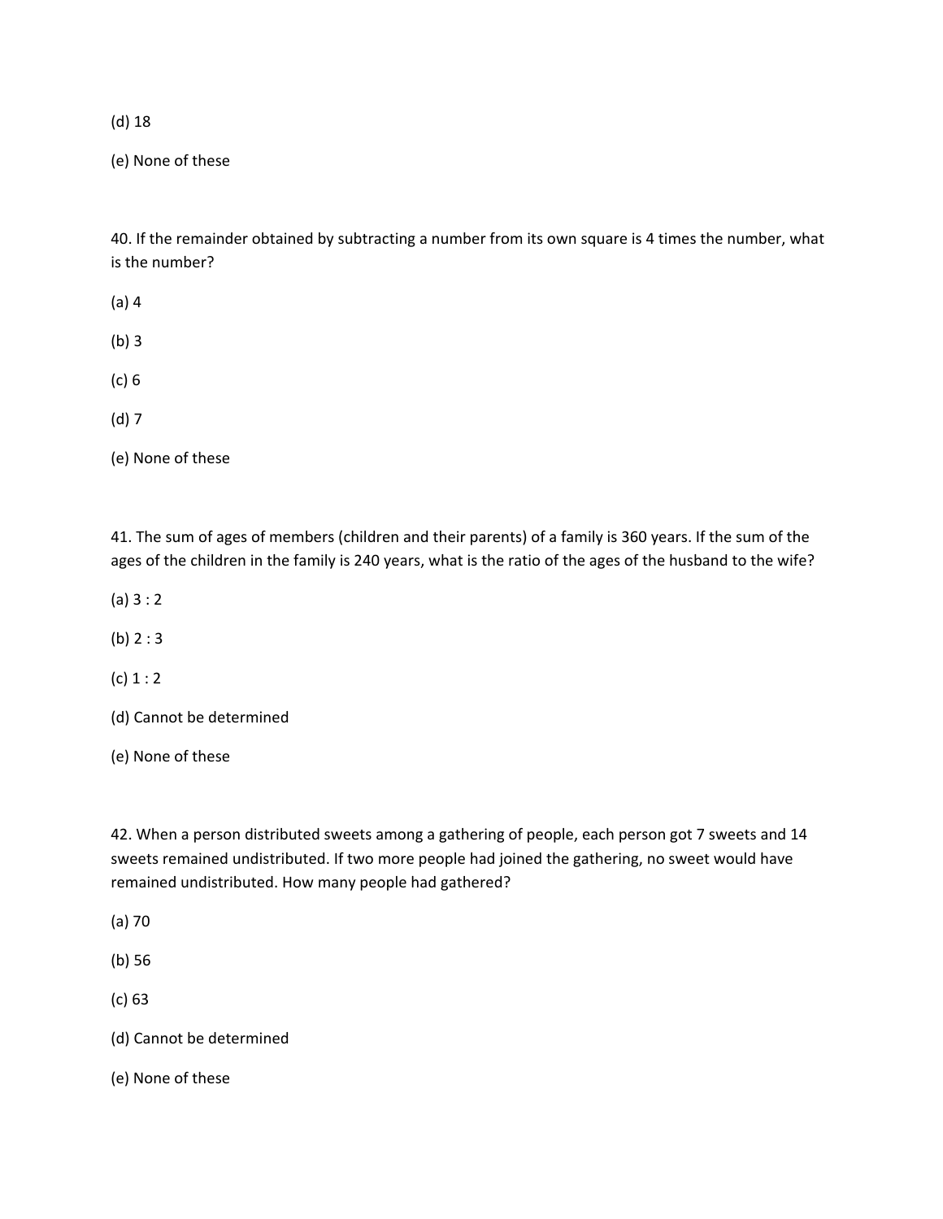(d) 18

(e) None of these

40. If the remainder obtained by subtracting a number from its own square is 4 times the number, what is the number?

(a) 4

(b) 3

(c) 6

(d) 7

(e) None of these

41. The sum of ages of members (children and their parents) of a family is 360 years. If the sum of the ages of the children in the family is 240 years, what is the ratio of the ages of the husband to the wife?

(a) 3 : 2

(b) 2 : 3

(c) 1 : 2

(d) Cannot be determined

(e) None of these

42. When a person distributed sweets among a gathering of people, each person got 7 sweets and 14 sweets remained undistributed. If two more people had joined the gathering, no sweet would have remained undistributed. How many people had gathered?

(a) 70

(b) 56

(c) 63

(d) Cannot be determined

(e) None of these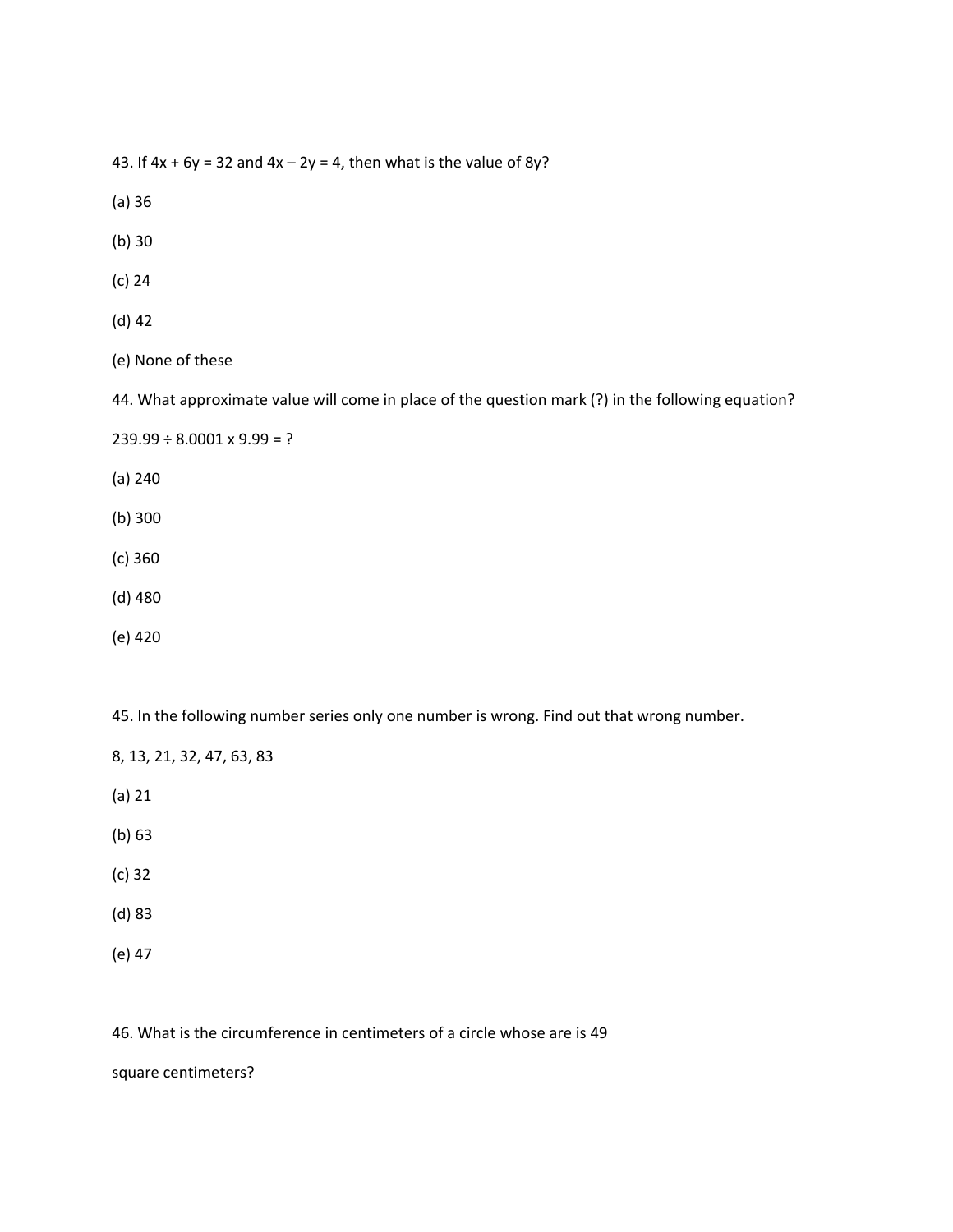43. If $4x + 6y = 32$ and $4x - 2y = 4$, then what is the value of $8y$?

(a) 36

(b) 30

(c) 24

(d) 42

(e) None of these

44. What approximate value will come in place of the question mark (?) in the following equation?

$239.99 \div 8.0001 \times 9.99 = ?$

(a) 240

(b) 300

(c) 360

(d) 480

(e) 420

45. In the following number series only one number is wrong. Find out that wrong number.

8, 13, 21, 32, 47, 63, 83

(a) 21

(b) 63

(c) 32

(d) 83

(e) 47

46. What is the circumference in centimeters of a circle whose are is 49

square centimeters?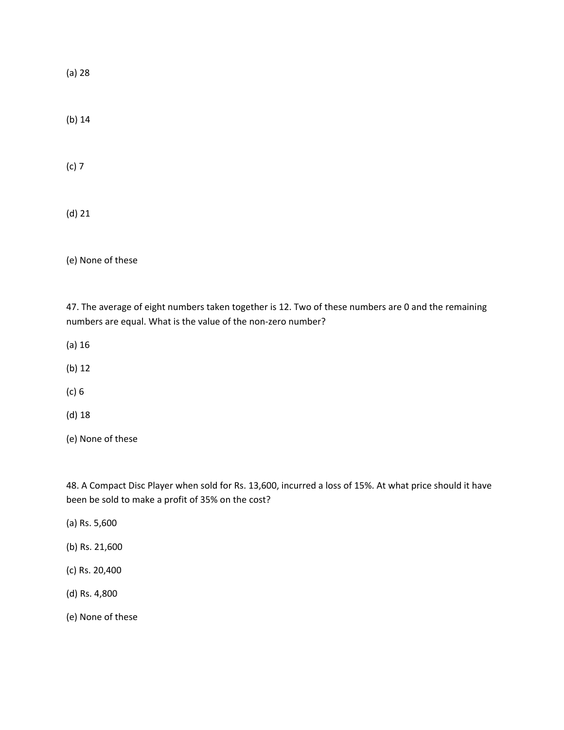(a) 28

(b) 14

(c) 7

(d) 21

(e) None of these

47. The average of eight numbers taken together is 12. Two of these numbers are 0 and the remaining numbers are equal. What is the value of the non-zero number?

(a) 16

(b) 12

(c) 6

(d) 18

(e) None of these

48. A Compact Disc Player when sold for Rs. 13,600, incurred a loss of 15%. At what price should it have been be sold to make a profit of 35% on the cost?

(a) Rs. 5,600

(b) Rs. 21,600

(c) Rs. 20,400

(d) Rs. 4,800

(e) None of these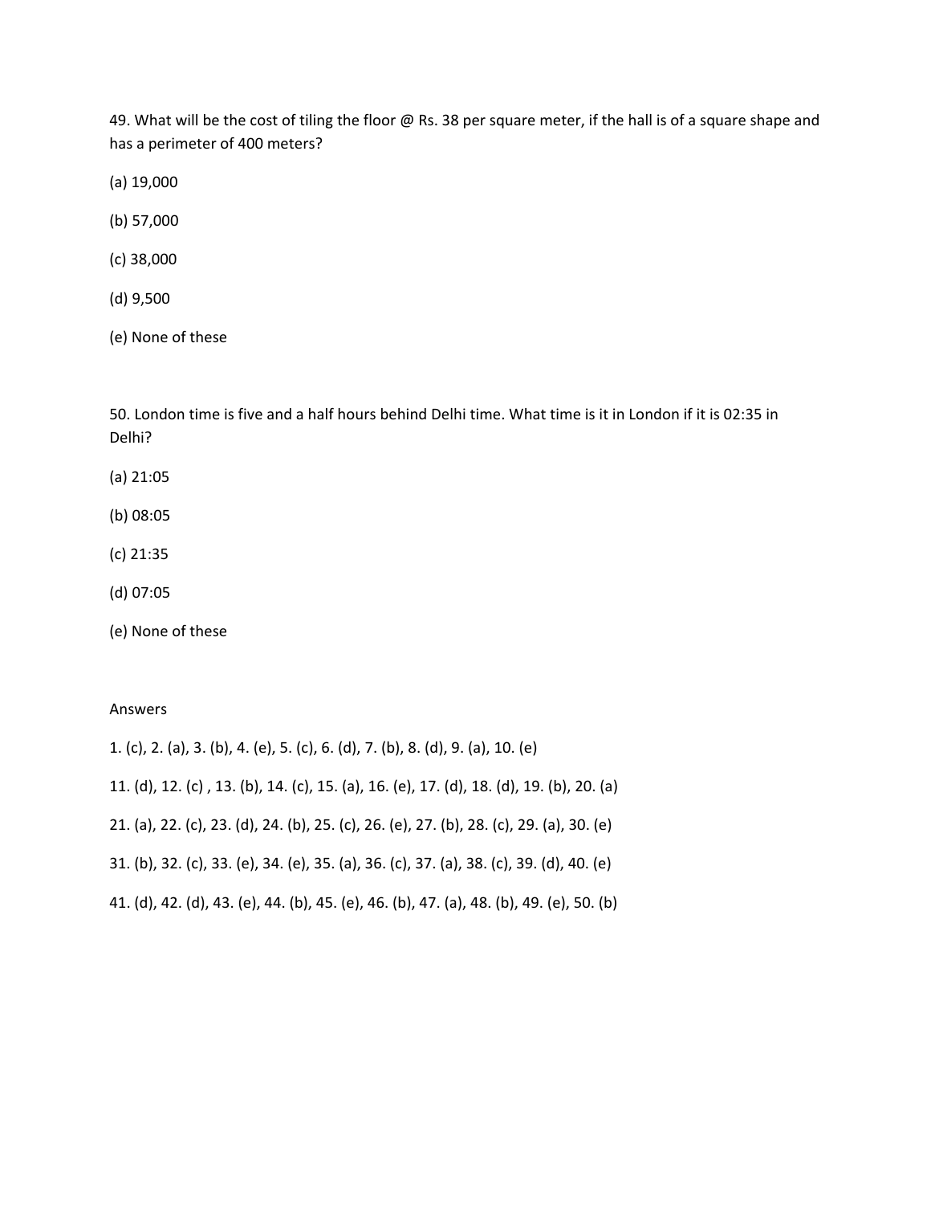49. What will be the cost of tiling the floor @ Rs. 38 per square meter, if the hall is of a square shape and has a perimeter of 400 meters?

(a) 19,000

(b) 57,000

(c) 38,000

(d) 9,500

(e) None of these

50. London time is five and a half hours behind Delhi time. What time is it in London if it is 02:35 in Delhi?

(a) 21:05

(b) 08:05

(c) 21:35

(d) 07:05

(e) None of these

Answers

1. (c), 2. (a), 3. (b), 4. (e), 5. (c), 6. (d), 7. (b), 8. (d), 9. (a), 10. (e)

11. (d), 12. (c) , 13. (b), 14. (c), 15. (a), 16. (e), 17. (d), 18. (d), 19. (b), 20. (a)

21. (a), 22. (c), 23. (d), 24. (b), 25. (c), 26. (e), 27. (b), 28. (c), 29. (a), 30. (e)

31. (b), 32. (c), 33. (e), 34. (e), 35. (a), 36. (c), 37. (a), 38. (c), 39. (d), 40. (e)

41. (d), 42. (d), 43. (e), 44. (b), 45. (e), 46. (b), 47. (a), 48. (b), 49. (e), 50. (b)